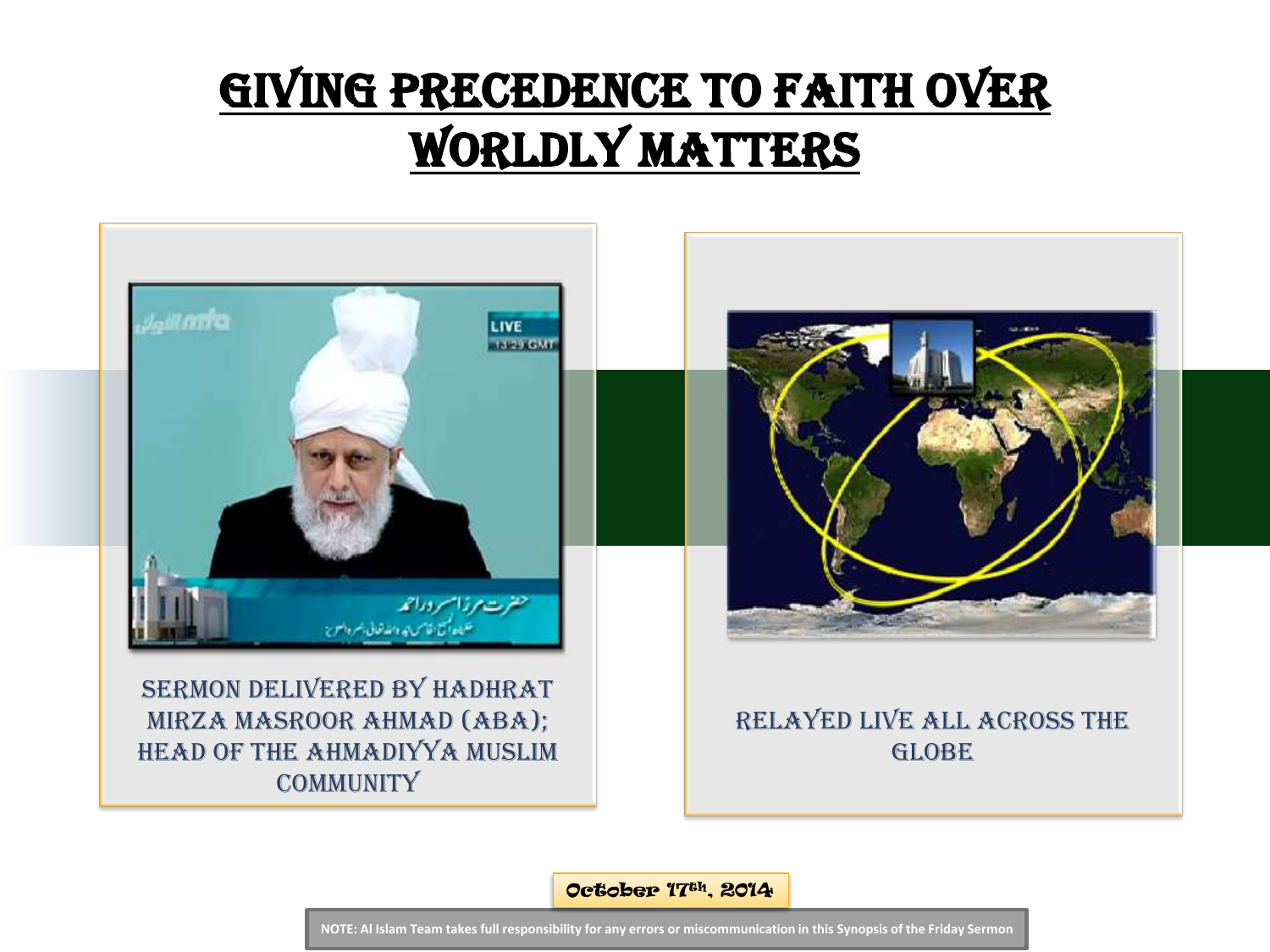# GIVING PRECEDENCE TO FAITH OVER WORLDLY MATTERS

SERMON DELIVERED BY HADHRAT MIRZA MASROOR AHMAD (ABA); HEAD OF THE AHMADIYYA MUSLIM COMMUNITY

RELAYED LIVE ALL ACROSS THE GLOBE

October 17th, 2014

NOTE: Al Islam Team takes full responsibility for any errors or miscommunication in this Synopsis of the Friday Sermon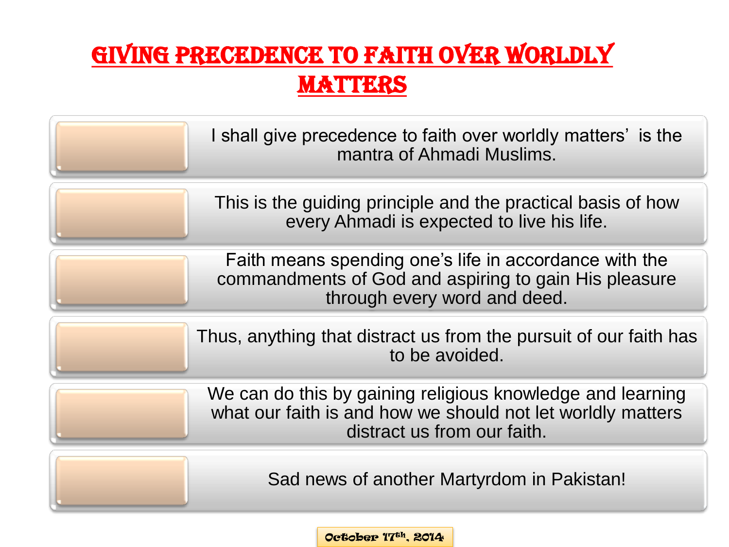# Giving Precedence to Faith over Worldly Matters

- I shall give precedence to faith over worldly matters' is the mantra of Ahmadi Muslims.
- This is the guiding principle and the practical basis of how every Ahmadi is expected to live his life.
- Faith means spending one's life in accordance with the commandments of God and aspiring to gain His pleasure through every word and deed.
- Thus, anything that distract us from the pursuit of our faith has to be avoided.
- We can do this by gaining religious knowledge and learning what our faith is and how we should not let worldly matters distract us from our faith.
- Sad news of another Martyrdom in Pakistan!

October 17th, 2014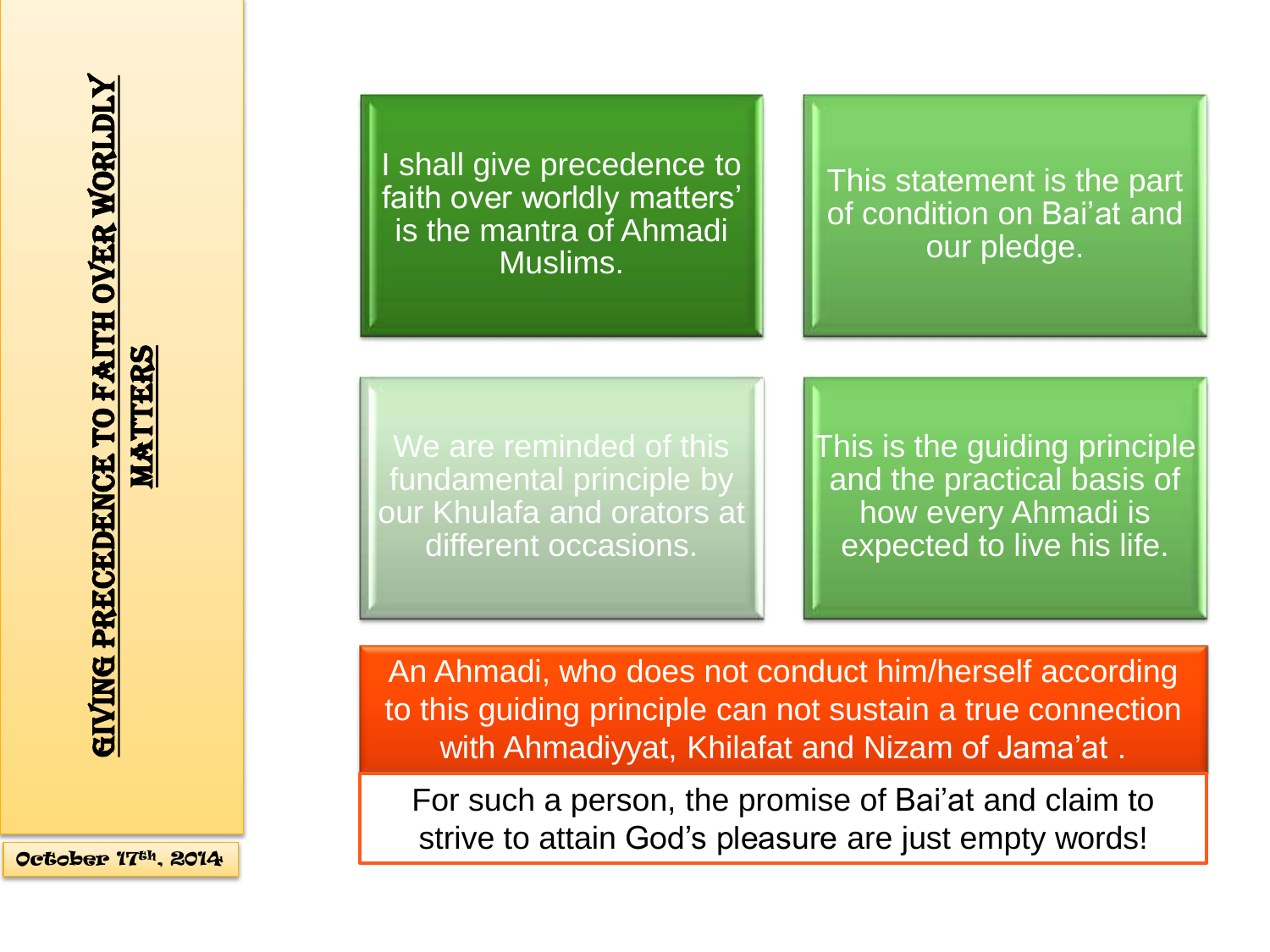# Giving Precedence to Faith over Worldly Matters

October 17th, 2014

I shall give precedence to faith over worldly matters' is the mantra of Ahmadi Muslims.

This statement is the part of condition on Bai'at and our pledge.

We are reminded of this fundamental principle by our Khulafa and orators at different occasions.

This is the guiding principle and the practical basis of how every Ahmadi is expected to live his life.

An Ahmadi, who does not conduct him/herself according to this guiding principle can not sustain a true connection with Ahmadiyyat, Khilafat and Nizam of Jama'at .

For such a person, the promise of Bai'at and claim to strive to attain God's pleasure are just empty words!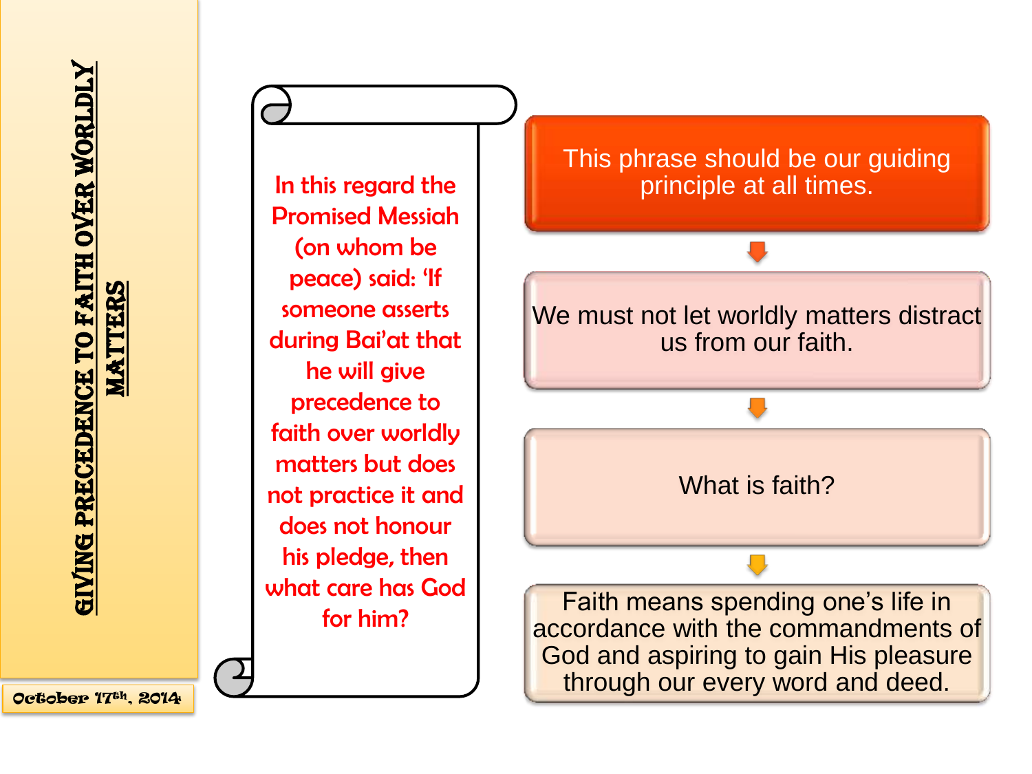# GIVING PRECEDENCE TO FAITH OVER WORLDLY MATTERS

October 17th, 2014

In this regard the Promised Messiah (on whom be peace) said: 'If someone asserts during Bai'at that he will give precedence to faith over worldly matters but does not practice it and does not honour his pledge, then what care has God for him?

This phrase should be our guiding principle at all times.

We must not let worldly matters distract us from our faith.

What is faith?

Faith means spending one's life in accordance with the commandments of God and aspiring to gain His pleasure through our every word and deed.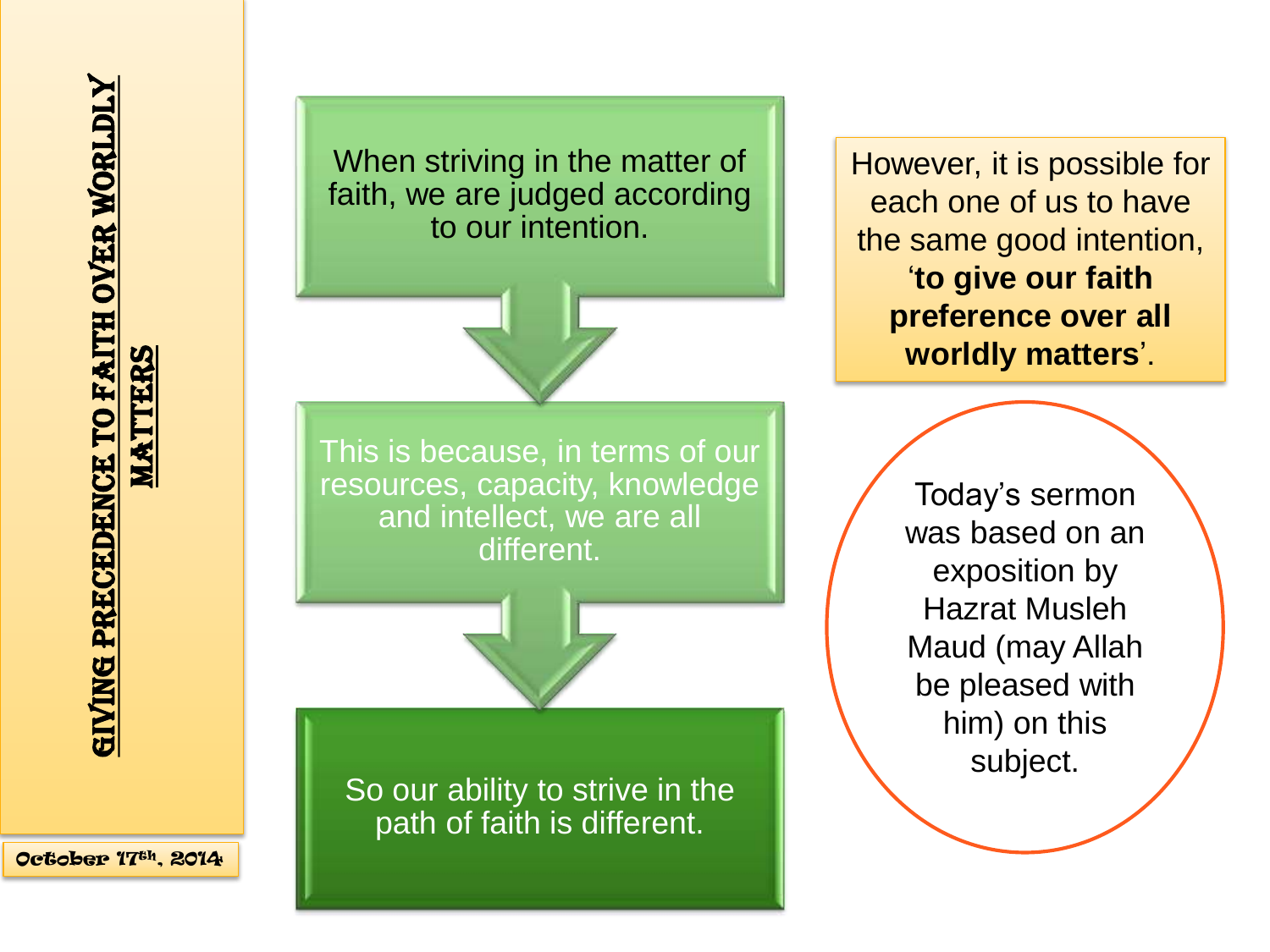# Giving Precedence to Faith over Worldly Matters

October 17th, 2014

When striving in the matter of faith, we are judged according to our intention.

This is because, in terms of our resources, capacity, knowledge and intellect, we are all different.

So our ability to strive in the path of faith is different.

However, it is possible for each one of us to have the same good intention, '**to give our faith preference over all worldly matters**'.

Today's sermon was based on an exposition by Hazrat Musleh Maud (may Allah be pleased with him) on this subject.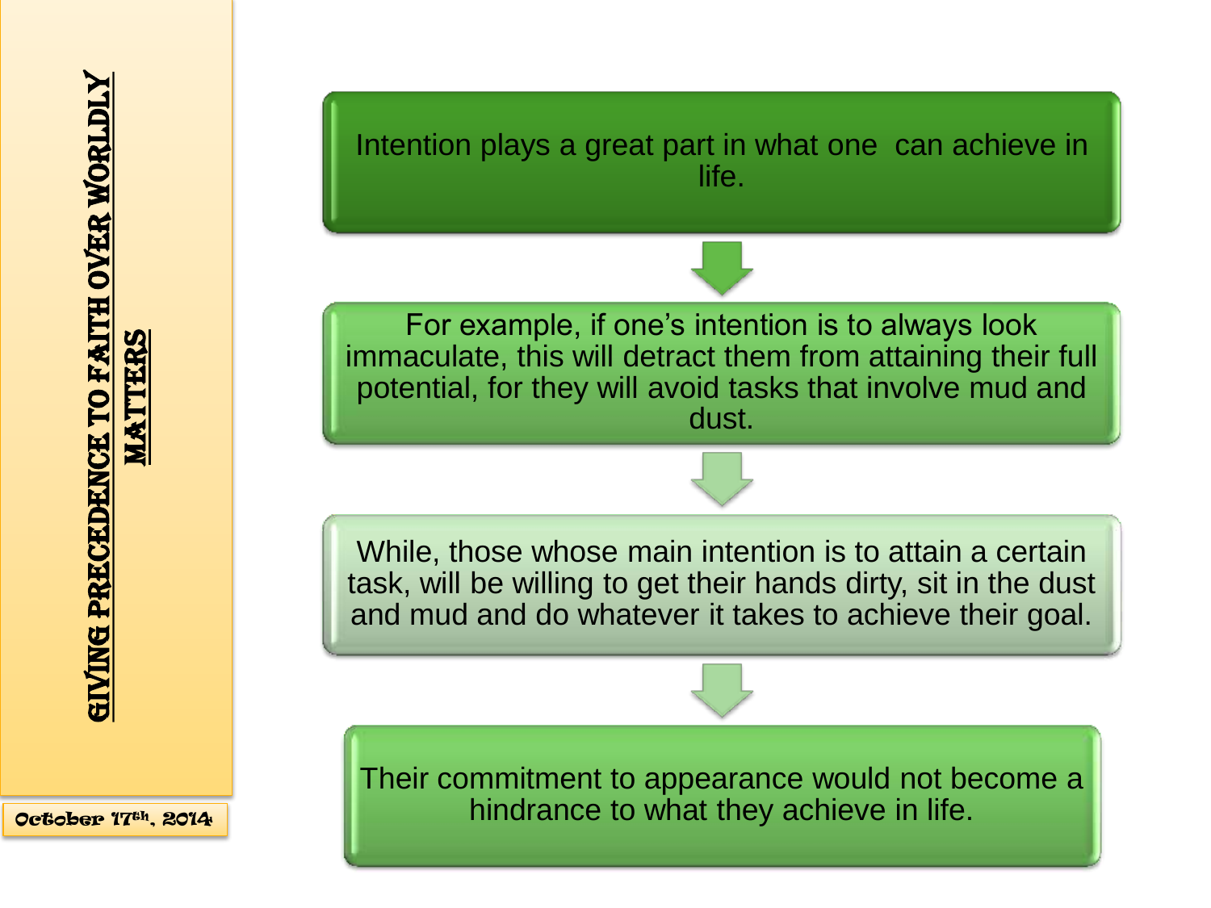# GIVING PRECEDENCE TO FAITH OVER WORLDLY MATTERS

October 17th, 2014

Intention plays a great part in what one can achieve in life.

For example, if one's intention is to always look immaculate, this will detract them from attaining their full potential, for they will avoid tasks that involve mud and dust.

While, those whose main intention is to attain a certain task, will be willing to get their hands dirty, sit in the dust and mud and do whatever it takes to achieve their goal.

Their commitment to appearance would not become a hindrance to what they achieve in life.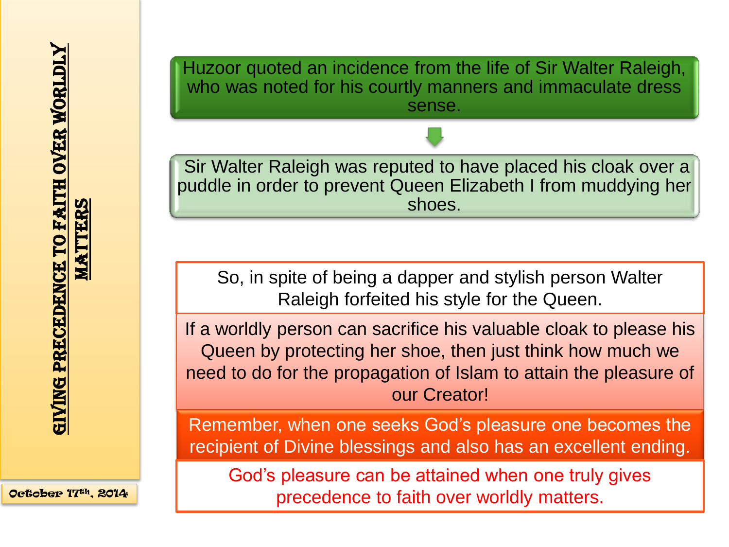# GIVING PRECEDENCE TO FAITH OVER WORLDLY MATTERS

October 17th, 2014

Huzoor quoted an incidence from the life of Sir Walter Raleigh, who was noted for his courtly manners and immaculate dress sense.

Sir Walter Raleigh was reputed to have placed his cloak over a puddle in order to prevent Queen Elizabeth I from muddying her shoes.

So, in spite of being a dapper and stylish person Walter Raleigh forfeited his style for the Queen.

If a worldly person can sacrifice his valuable cloak to please his Queen by protecting her shoe, then just think how much we need to do for the propagation of Islam to attain the pleasure of our Creator!

Remember, when one seeks God's pleasure one becomes the recipient of Divine blessings and also has an excellent ending.

God's pleasure can be attained when one truly gives precedence to faith over worldly matters.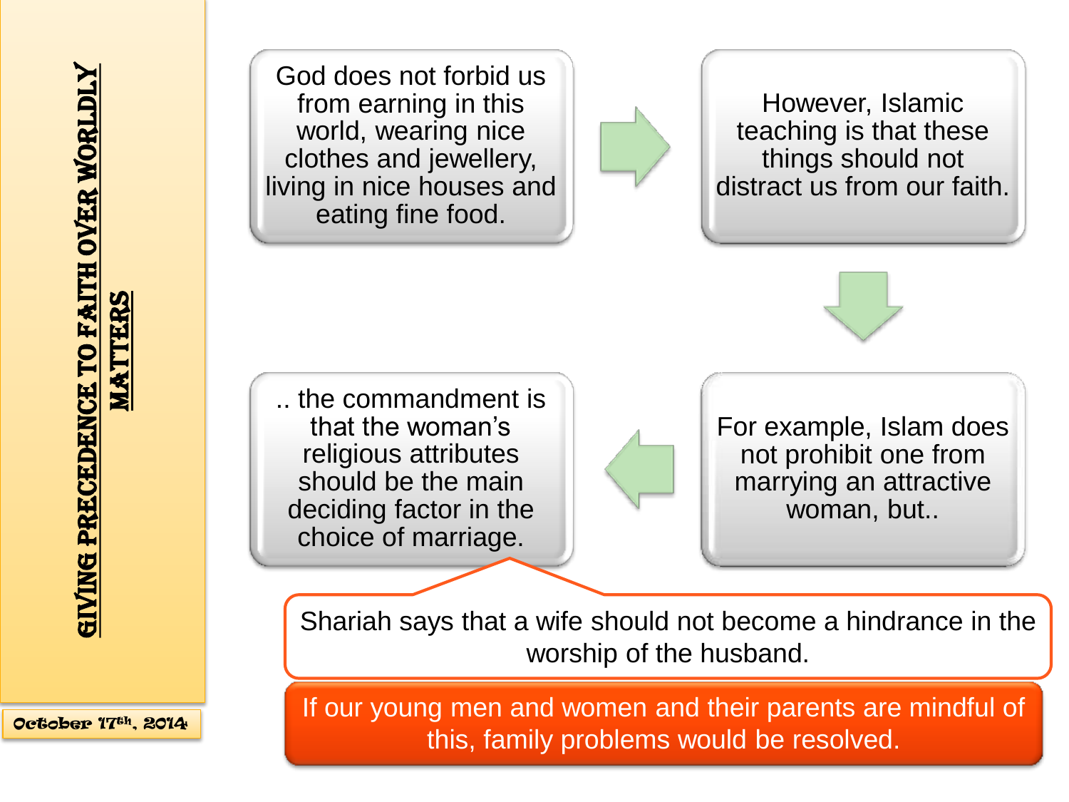# GIVING PRECEDENCE TO FAITH OVER WORLDLY MATTERS

October 17th, 2014

God does not forbid us from earning in this world, wearing nice clothes and jewellery, living in nice houses and eating fine food.

However, Islamic teaching is that these things should not distract us from our faith.

For example, Islam does not prohibit one from marrying an attractive woman, but..

.. the commandment is that the woman's religious attributes should be the main deciding factor in the choice of marriage.

Shariah says that a wife should not become a hindrance in the worship of the husband.

If our young men and women and their parents are mindful of this, family problems would be resolved.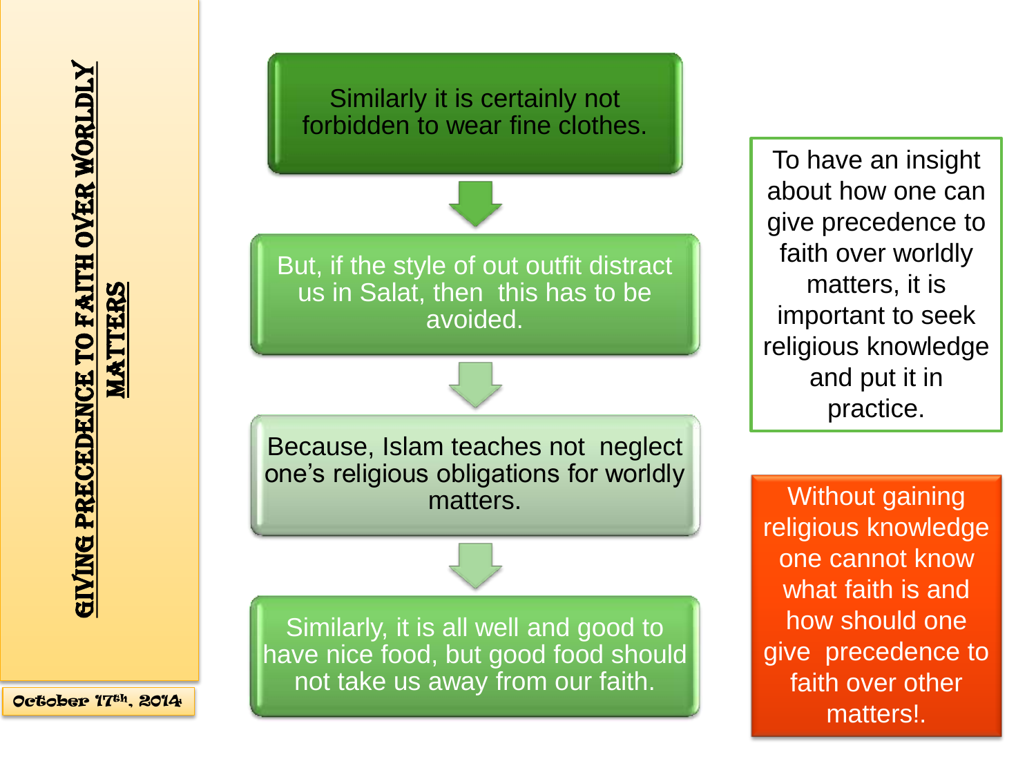# GIVING PRECEDENCE TO FAITH OVER WORLDLY MATTERS

October 17th, 2014

Similarly it is certainly not forbidden to wear fine clothes.

But, if the style of out outfit distract us in Salat, then this has to be avoided.

Because, Islam teaches not neglect one's religious obligations for worldly matters.

Similarly, it is all well and good to have nice food, but good food should not take us away from our faith.

To have an insight about how one can give precedence to faith over worldly matters, it is important to seek religious knowledge and put it in practice.

Without gaining religious knowledge one cannot know what faith is and how should one give precedence to faith over other matters!.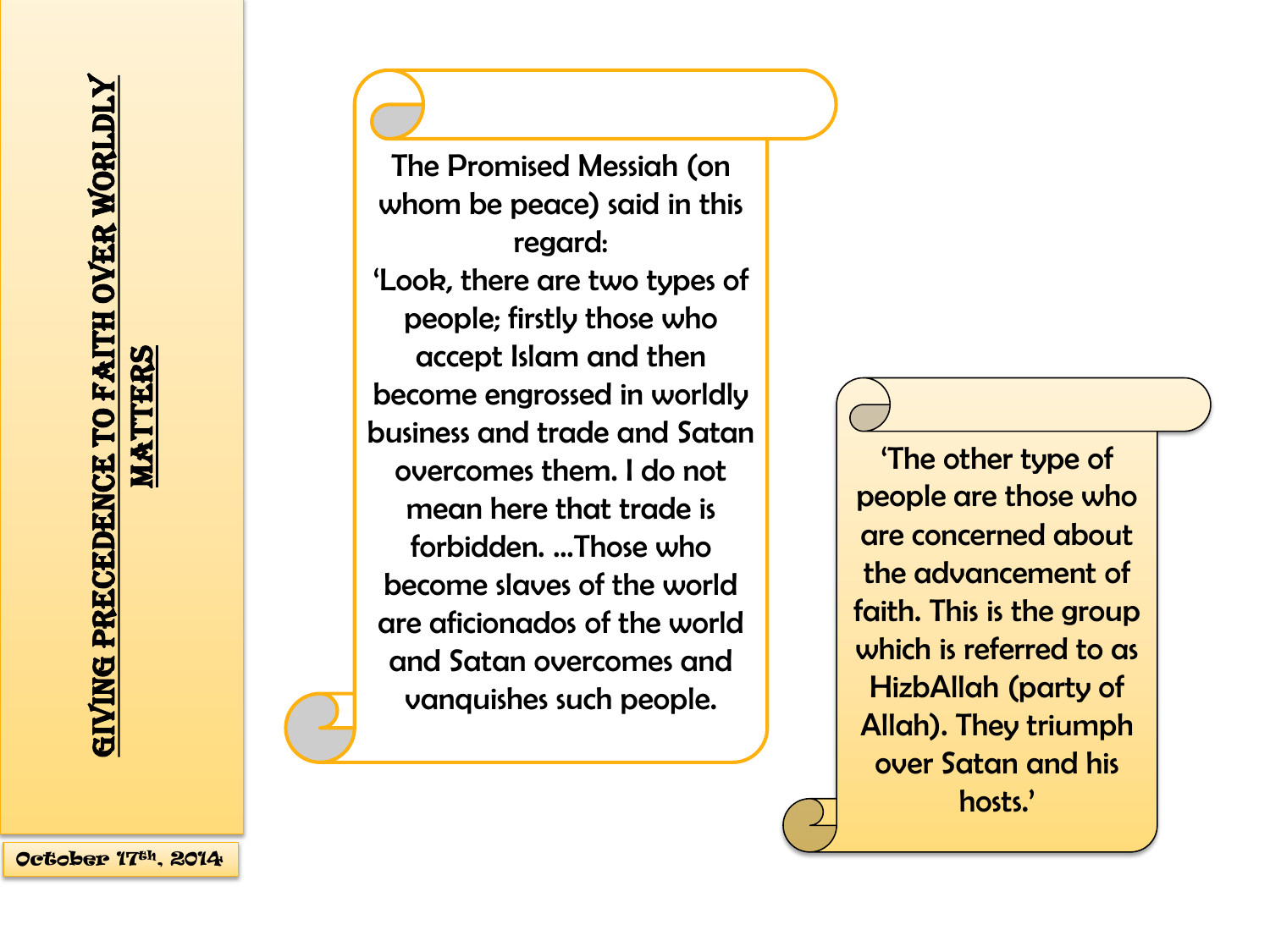## GIVING PRECEDENCE TO FAITH OVER WORLDLY MATTERS

October 17th, 2014

The Promised Messiah (on whom be peace) said in this regard:
'Look, there are two types of people; firstly those who accept Islam and then become engrossed in worldly business and trade and Satan overcomes them. I do not mean here that trade is forbidden. …Those who become slaves of the world are aficionados of the world and Satan overcomes and vanquishes such people.

'The other type of people are those who are concerned about the advancement of faith. This is the group which is referred to as HizbAllah (party of Allah). They triumph over Satan and his hosts.'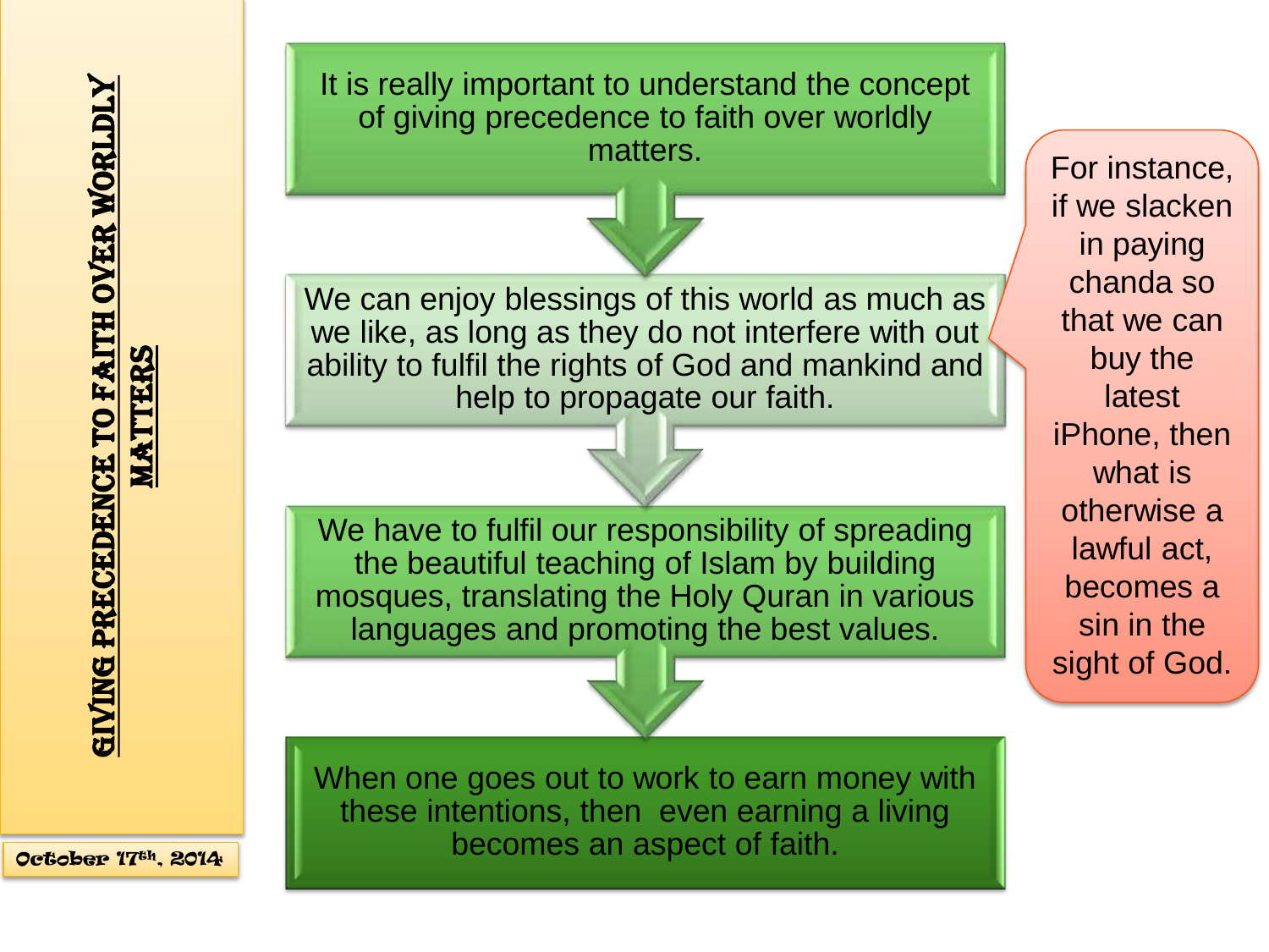# GIVING PRECEDENCE TO FAITH OVER WORLDLY MATTERS

October 17th, 2014

It is really important to understand the concept of giving precedence to faith over worldly matters.

We can enjoy blessings of this world as much as we like, as long as they do not interfere with out ability to fulfil the rights of God and mankind and help to propagate our faith.

> For instance, if we slacken in paying chanda so that we can buy the latest iPhone, then what is otherwise a lawful act, becomes a sin in the sight of God.

We have to fulfil our responsibility of spreading the beautiful teaching of Islam by building mosques, translating the Holy Quran in various languages and promoting the best values.

When one goes out to work to earn money with these intentions, then even earning a living becomes an aspect of faith.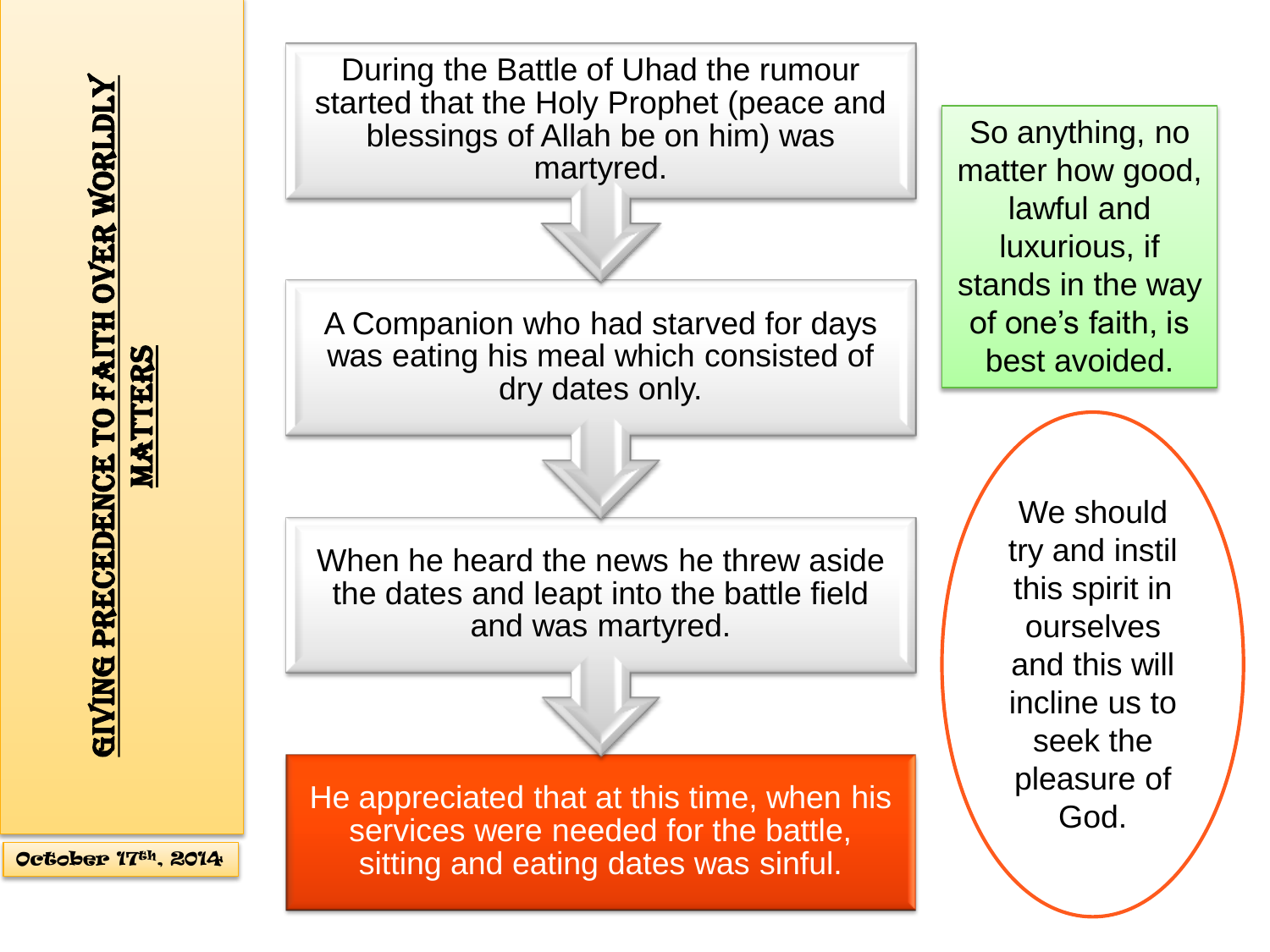# GIVING PRECEDENCE TO FAITH OVER WORLDLY MATTERS

October 17th, 2014

During the Battle of Uhad the rumour started that the Holy Prophet (peace and blessings of Allah be on him) was martyred.

A Companion who had starved for days was eating his meal which consisted of dry dates only.

When he heard the news he threw aside the dates and leapt into the battle field and was martyred.

He appreciated that at this time, when his services were needed for the battle, sitting and eating dates was sinful.

So anything, no matter how good, lawful and luxurious, if stands in the way of one's faith, is best avoided.

We should try and instil this spirit in ourselves and this will incline us to seek the pleasure of God.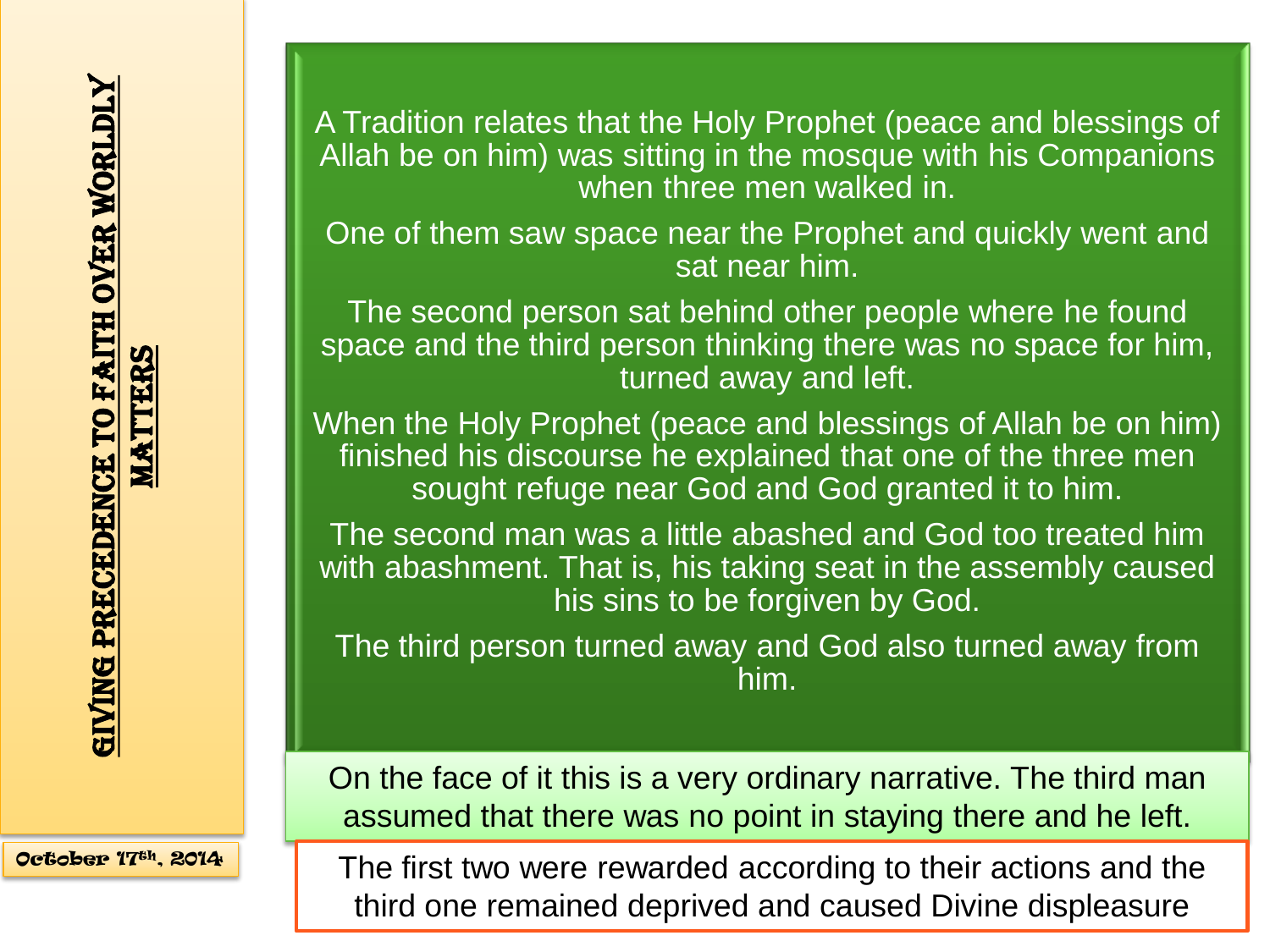# Giving Precedence to Faith over Worldly Matters

October 17th, 2014

A Tradition relates that the Holy Prophet (peace and blessings of Allah be on him) was sitting in the mosque with his Companions when three men walked in.

One of them saw space near the Prophet and quickly went and sat near him.

The second person sat behind other people where he found space and the third person thinking there was no space for him, turned away and left.

When the Holy Prophet (peace and blessings of Allah be on him) finished his discourse he explained that one of the three men sought refuge near God and God granted it to him.

The second man was a little abashed and God too treated him with abashment. That is, his taking seat in the assembly caused his sins to be forgiven by God.

The third person turned away and God also turned away from him.

On the face of it this is a very ordinary narrative. The third man assumed that there was no point in staying there and he left.

The first two were rewarded according to their actions and the third one remained deprived and caused Divine displeasure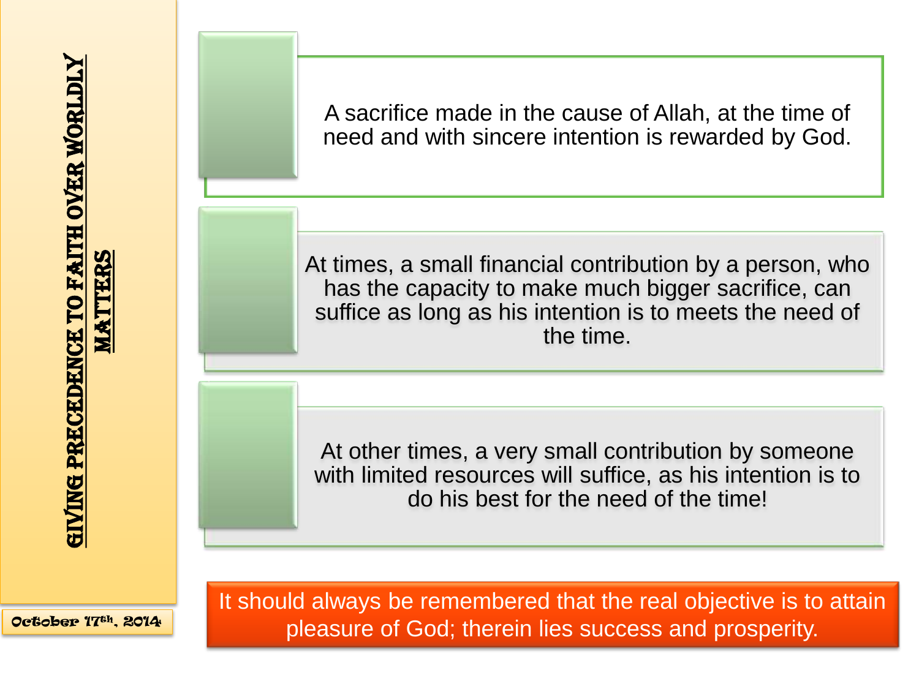# GIVING PRECEDENCE TO FAITH OVER WORLDLY MATTERS

October 17th, 2014

A sacrifice made in the cause of Allah, at the time of need and with sincere intention is rewarded by God.

At times, a small financial contribution by a person, who has the capacity to make much bigger sacrifice, can suffice as long as his intention is to meets the need of the time.

At other times, a very small contribution by someone with limited resources will suffice, as his intention is to do his best for the need of the time!

It should always be remembered that the real objective is to attain pleasure of God; therein lies success and prosperity.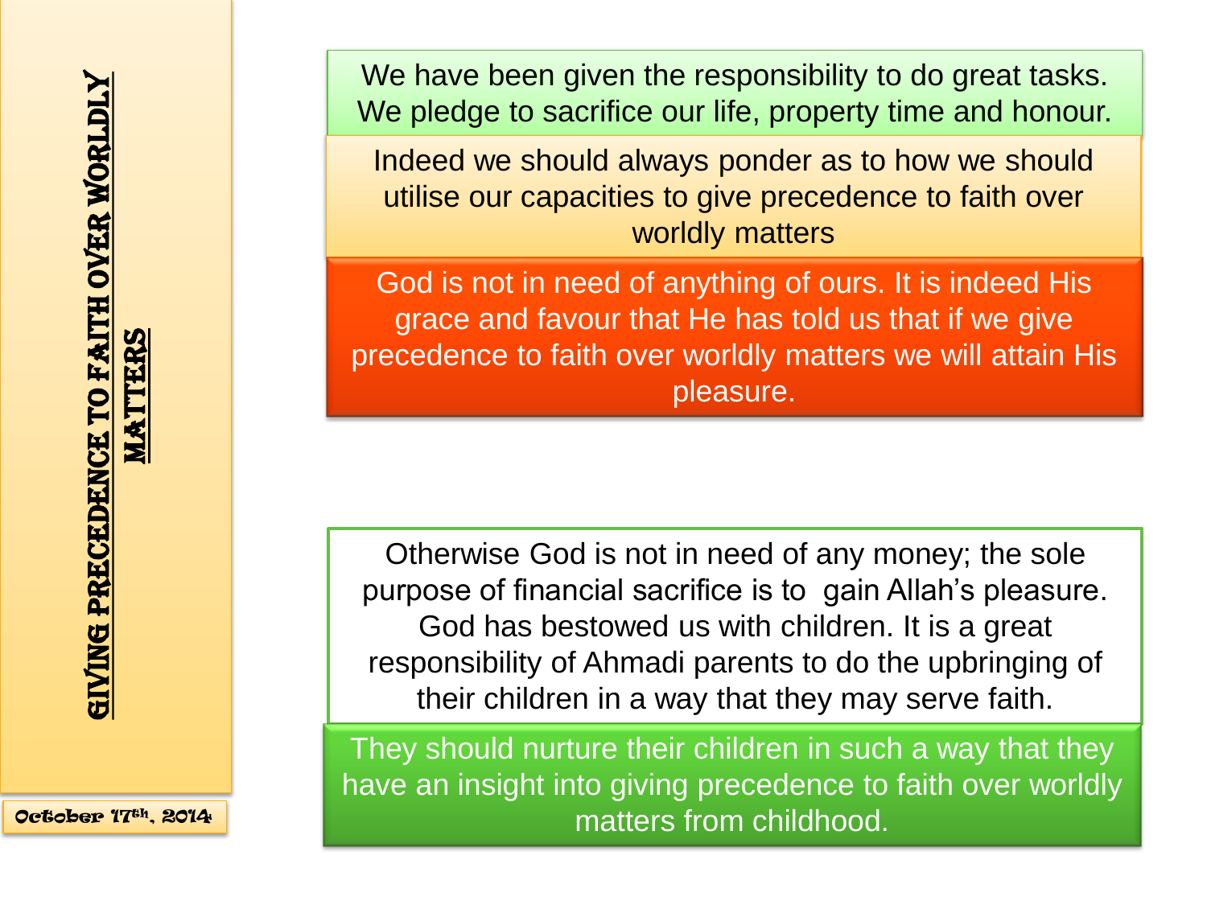# Giving Precedence to Faith over Worldly Matters

October 17th, 2014

We have been given the responsibility to do great tasks. We pledge to sacrifice our life, property time and honour.

Indeed we should always ponder as to how we should utilise our capacities to give precedence to faith over worldly matters

God is not in need of anything of ours. It is indeed His grace and favour that He has told us that if we give precedence to faith over worldly matters we will attain His pleasure.

Otherwise God is not in need of any money; the sole purpose of financial sacrifice is to gain Allah's pleasure. God has bestowed us with children. It is a great responsibility of Ahmadi parents to do the upbringing of their children in a way that they may serve faith.

They should nurture their children in such a way that they have an insight into giving precedence to faith over worldly matters from childhood.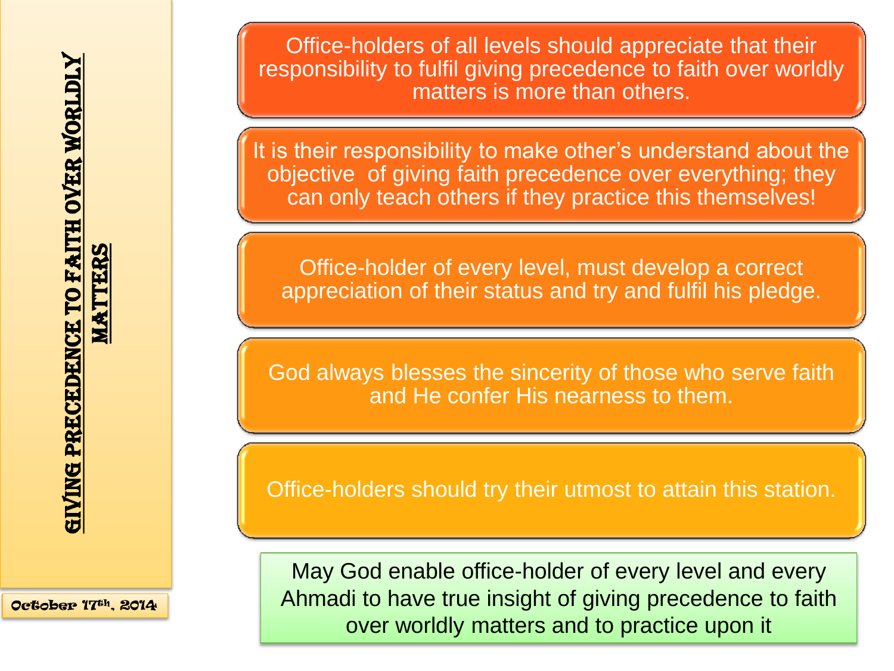# Giving precedence to faith over worldly matters

October 17th, 2014

Office-holders of all levels should appreciate that their responsibility to fulfil giving precedence to faith over worldly matters is more than others.

It is their responsibility to make other's understand about the objective  of giving faith precedence over everything; they can only teach others if they practice this themselves!

Office-holder of every level, must develop a correct appreciation of their status and try and fulfil his pledge.

God always blesses the sincerity of those who serve faith and He confer His nearness to them.

Office-holders should try their utmost to attain this station.

May God enable office-holder of every level and every Ahmadi to have true insight of giving precedence to faith over worldly matters and to practice upon it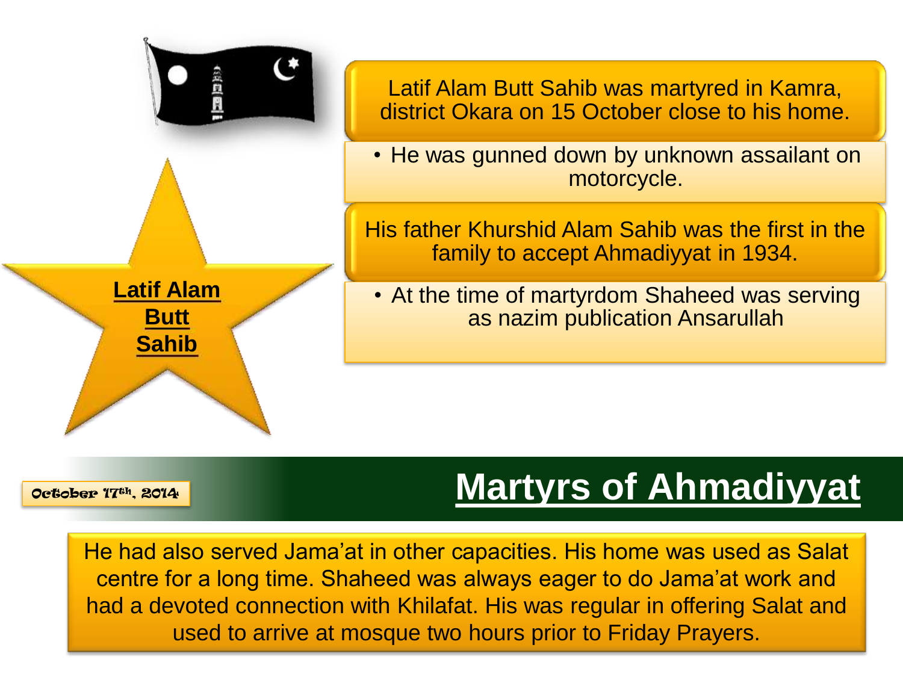**Latif Alam Butt Sahib**

Latif Alam Butt Sahib was martyred in Kamra, district Okara on 15 October close to his home.

- He was gunned down by unknown assailant on motorcycle.

His father Khurshid Alam Sahib was the first in the family to accept Ahmadiyyat in 1934.

- At the time of martyrdom Shaheed was serving as nazim publication Ansarullah

October 17th, 2014

# Martyrs of Ahmadiyyat

He had also served Jama'at in other capacities. His home was used as Salat centre for a long time. Shaheed was always eager to do Jama'at work and had a devoted connection with Khilafat. His was regular in offering Salat and used to arrive at mosque two hours prior to Friday Prayers.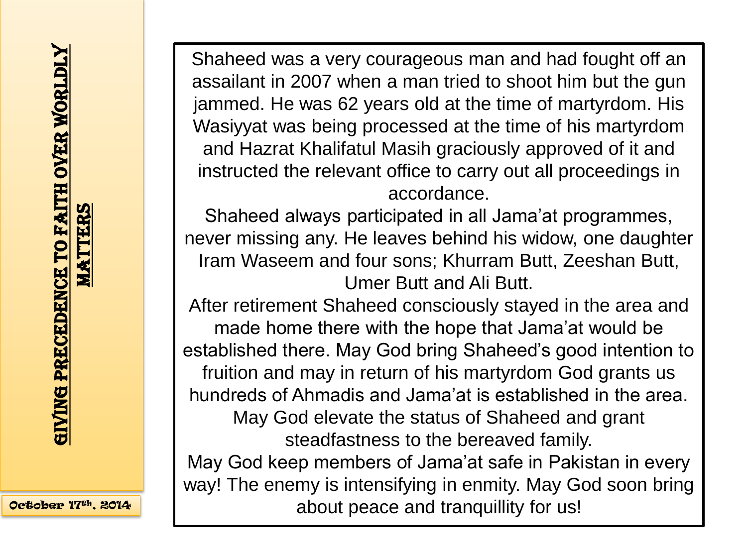Shaheed was a very courageous man and had fought off an assailant in 2007 when a man tried to shoot him but the gun jammed. He was 62 years old at the time of martyrdom. His Wasiyyat was being processed at the time of his martyrdom and Hazrat Khalifatul Masih graciously approved of it and instructed the relevant office to carry out all proceedings in accordance.

Shaheed always participated in all Jama'at programmes, never missing any. He leaves behind his widow, one daughter Iram Waseem and four sons; Khurram Butt, Zeeshan Butt, Umer Butt and Ali Butt.

After retirement Shaheed consciously stayed in the area and made home there with the hope that Jama'at would be established there. May God bring Shaheed's good intention to fruition and may in return of his martyrdom God grants us hundreds of Ahmadis and Jama'at is established in the area. May God elevate the status of Shaheed and grant steadfastness to the bereaved family.

May God keep members of Jama'at safe in Pakistan in every way! The enemy is intensifying in enmity. May God soon bring about peace and tranquillity for us!